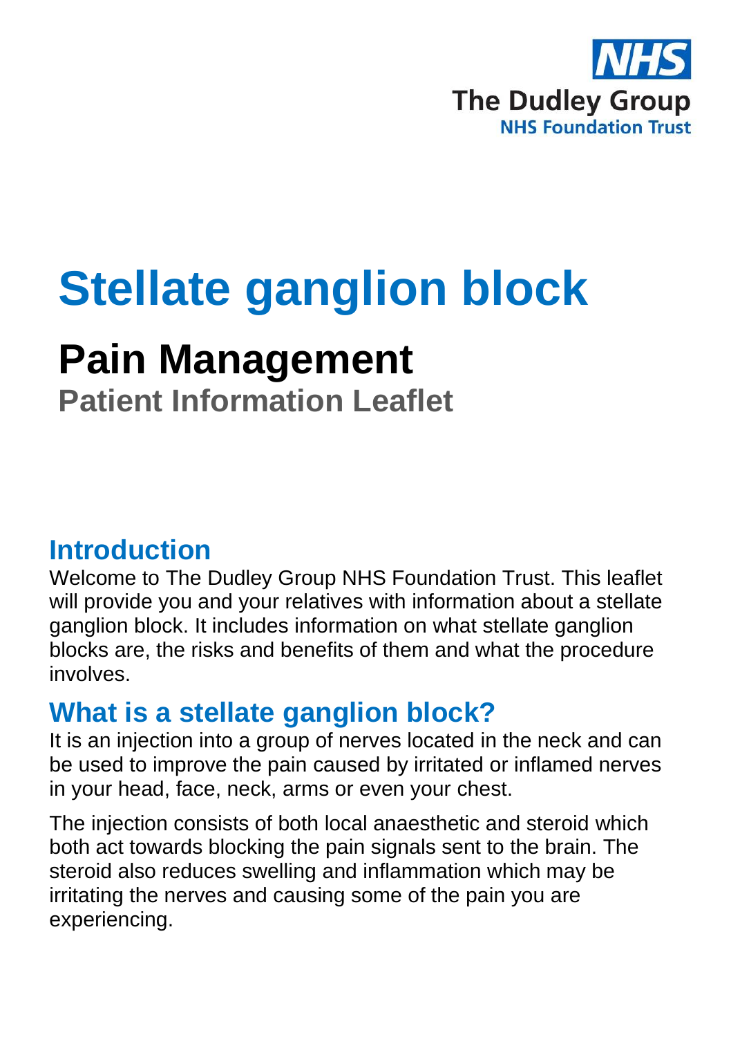The Dudley Group NHS Foundation Trust

# Stellate ganglion block

## Pain Management

**Patient Information Leaflet**

## Introduction

Welcome to The Dudley Group NHS Foundation Trust. This leaflet will provide you and your relatives with information about a stellate ganglion block. It includes information on what stellate ganglion blocks are, the risks and benefits of them and what the procedure involves.

## What is a stellate ganglion block?

It is an injection into a group of nerves located in the neck and can be used to improve the pain caused by irritated or inflamed nerves in your head, face, neck, arms or even your chest.

The injection consists of both local anaesthetic and steroid which both act towards blocking the pain signals sent to the brain. The steroid also reduces swelling and inflammation which may be irritating the nerves and causing some of the pain you are experiencing.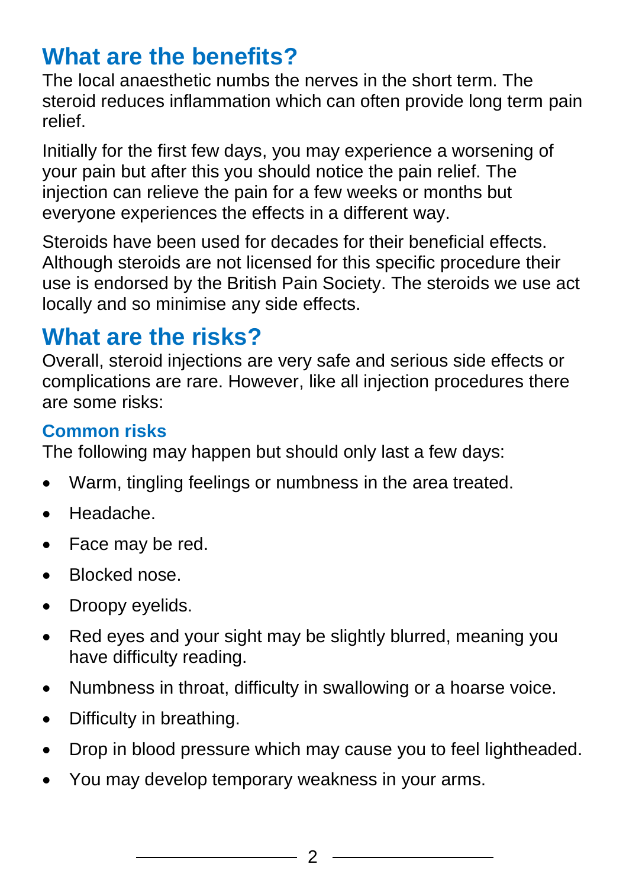## What are the benefits?

The local anaesthetic numbs the nerves in the short term. The steroid reduces inflammation which can often provide long term pain relief.

Initially for the first few days, you may experience a worsening of your pain but after this you should notice the pain relief. The injection can relieve the pain for a few weeks or months but everyone experiences the effects in a different way.

Steroids have been used for decades for their beneficial effects. Although steroids are not licensed for this specific procedure their use is endorsed by the British Pain Society. The steroids we use act locally and so minimise any side effects.

## What are the risks?

Overall, steroid injections are very safe and serious side effects or complications are rare. However, like all injection procedures there are some risks:

### Common risks

The following may happen but should only last a few days:

- Warm, tingling feelings or numbness in the area treated.
- Headache.
- Face may be red.
- Blocked nose.
- Droopy eyelids.
- Red eyes and your sight may be slightly blurred, meaning you have difficulty reading.
- Numbness in throat, difficulty in swallowing or a hoarse voice.
- Difficulty in breathing.
- Drop in blood pressure which may cause you to feel lightheaded.
- You may develop temporary weakness in your arms.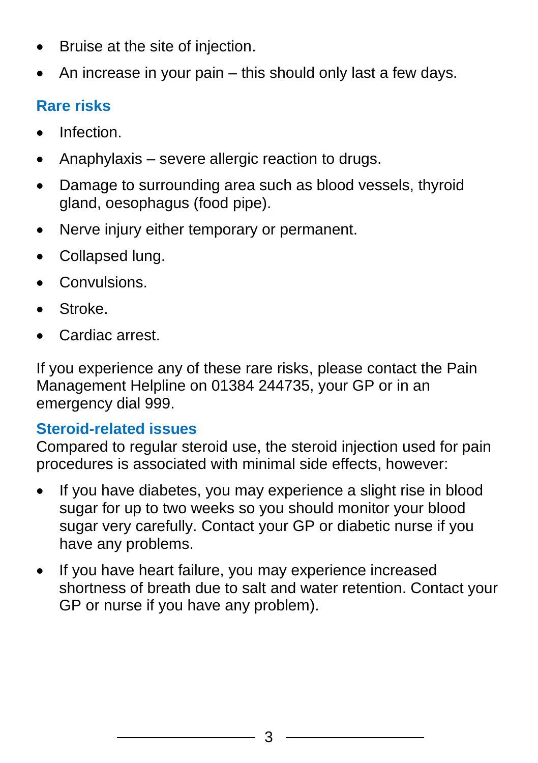- Bruise at the site of injection.
- An increase in your pain – this should only last a few days.

### Rare risks

- Infection.
- Anaphylaxis – severe allergic reaction to drugs.
- Damage to surrounding area such as blood vessels, thyroid gland, oesophagus (food pipe).
- Nerve injury either temporary or permanent.
- Collapsed lung.
- Convulsions.
- Stroke.
- Cardiac arrest.

If you experience any of these rare risks, please contact the Pain Management Helpline on 01384 244735, your GP or in an emergency dial 999.

### Steroid-related issues

Compared to regular steroid use, the steroid injection used for pain procedures is associated with minimal side effects, however:

- If you have diabetes, you may experience a slight rise in blood sugar for up to two weeks so you should monitor your blood sugar very carefully. Contact your GP or diabetic nurse if you have any problems.
- If you have heart failure, you may experience increased shortness of breath due to salt and water retention. Contact your GP or nurse if you have any problem).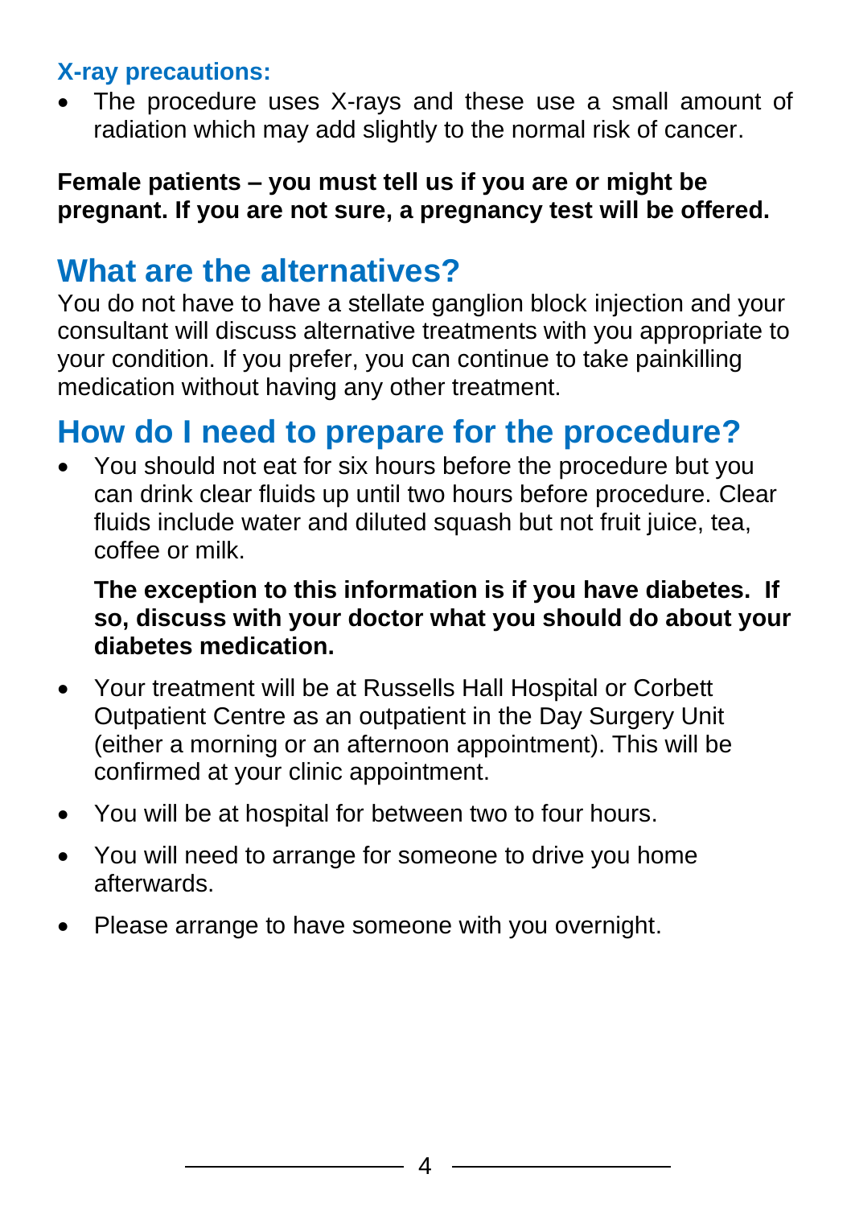### X-ray precautions:

- The procedure uses X-rays and these use a small amount of radiation which may add slightly to the normal risk of cancer.

**Female patients – you must tell us if you are or might be pregnant. If you are not sure, a pregnancy test will be offered.**

## What are the alternatives?

You do not have to have a stellate ganglion block injection and your consultant will discuss alternative treatments with you appropriate to your condition. If you prefer, you can continue to take painkilling medication without having any other treatment.

## How do I need to prepare for the procedure?

- You should not eat for six hours before the procedure but you can drink clear fluids up until two hours before procedure. Clear fluids include water and diluted squash but not fruit juice, tea, coffee or milk.

  **The exception to this information is if you have diabetes. If so, discuss with your doctor what you should do about your diabetes medication.**

- Your treatment will be at Russells Hall Hospital or Corbett Outpatient Centre as an outpatient in the Day Surgery Unit (either a morning or an afternoon appointment). This will be confirmed at your clinic appointment.
- You will be at hospital for between two to four hours.
- You will need to arrange for someone to drive you home afterwards.
- Please arrange to have someone with you overnight.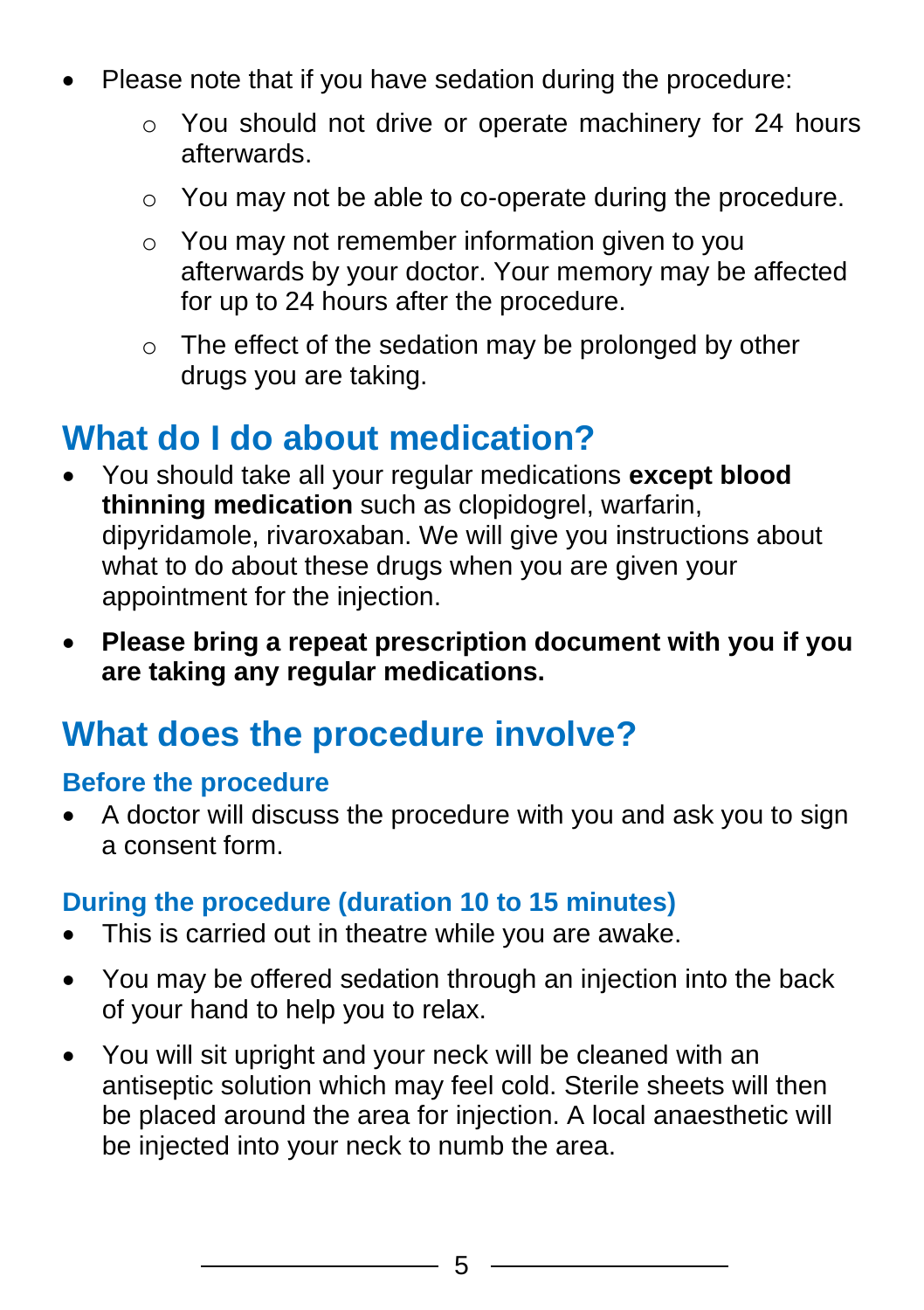- Please note that if you have sedation during the procedure:
    - You should not drive or operate machinery for 24 hours afterwards.
    - You may not be able to co-operate during the procedure.
    - You may not remember information given to you afterwards by your doctor. Your memory may be affected for up to 24 hours after the procedure.
    - The effect of the sedation may be prolonged by other drugs you are taking.

## What do I do about medication?

- You should take all your regular medications **except blood thinning medication** such as clopidogrel, warfarin, dipyridamole, rivaroxaban. We will give you instructions about what to do about these drugs when you are given your appointment for the injection.
- **Please bring a repeat prescription document with you if you are taking any regular medications.**

## What does the procedure involve?

### Before the procedure

- A doctor will discuss the procedure with you and ask you to sign a consent form.

### During the procedure (duration 10 to 15 minutes)

- This is carried out in theatre while you are awake.
- You may be offered sedation through an injection into the back of your hand to help you to relax.
- You will sit upright and your neck will be cleaned with an antiseptic solution which may feel cold. Sterile sheets will then be placed around the area for injection. A local anaesthetic will be injected into your neck to numb the area.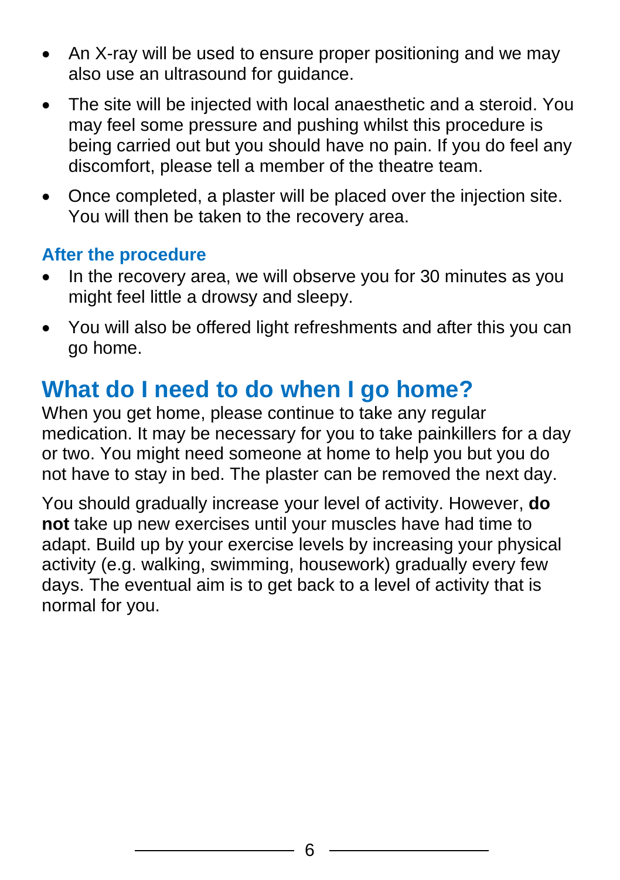- An X-ray will be used to ensure proper positioning and we may also use an ultrasound for guidance.
- The site will be injected with local anaesthetic and a steroid. You may feel some pressure and pushing whilst this procedure is being carried out but you should have no pain. If you do feel any discomfort, please tell a member of the theatre team.
- Once completed, a plaster will be placed over the injection site. You will then be taken to the recovery area.

### After the procedure

- In the recovery area, we will observe you for 30 minutes as you might feel little a drowsy and sleepy.
- You will also be offered light refreshments and after this you can go home.

## What do I need to do when I go home?

When you get home, please continue to take any regular medication. It may be necessary for you to take painkillers for a day or two. You might need someone at home to help you but you do not have to stay in bed. The plaster can be removed the next day.

You should gradually increase your level of activity. However, **do not** take up new exercises until your muscles have had time to adapt. Build up by your exercise levels by increasing your physical activity (e.g. walking, swimming, housework) gradually every few days. The eventual aim is to get back to a level of activity that is normal for you.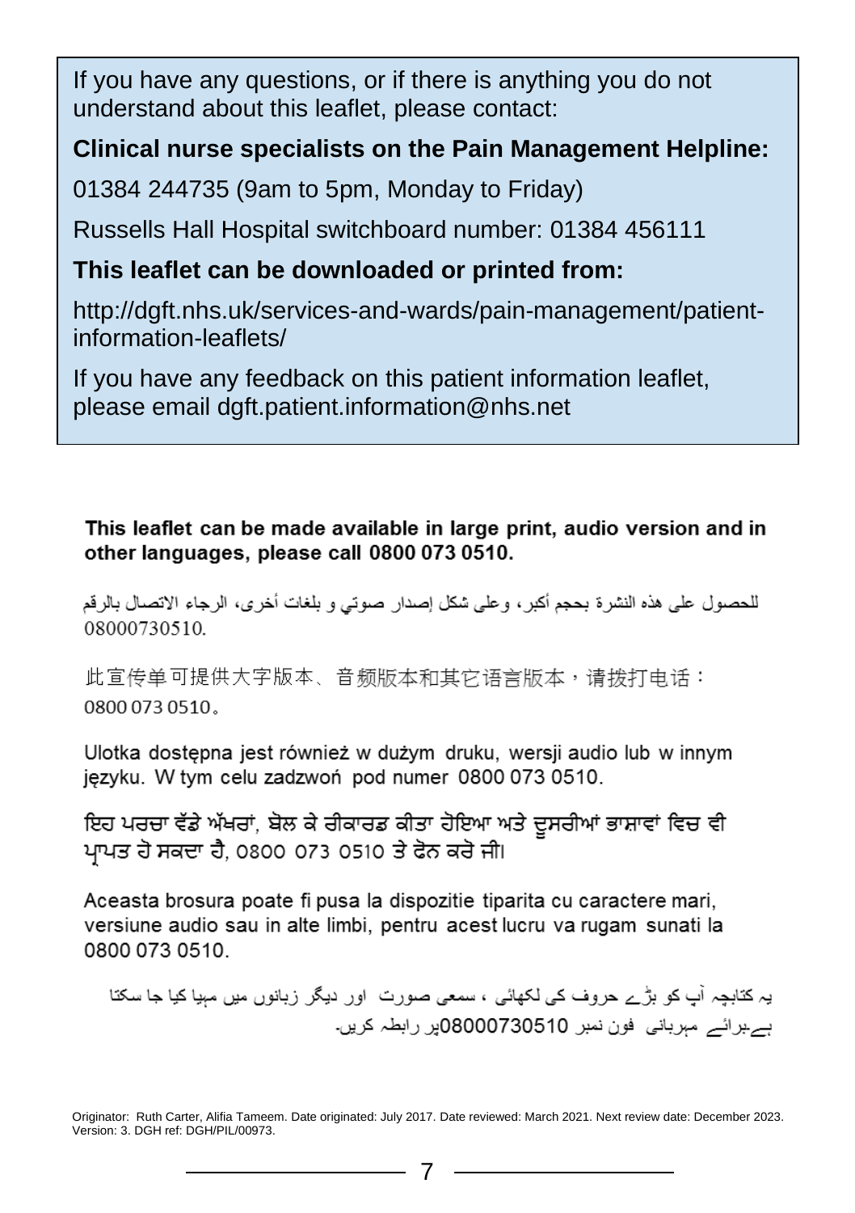If you have any questions, or if there is anything you do not understand about this leaflet, please contact:

**Clinical nurse specialists on the Pain Management Helpline:**

01384 244735 (9am to 5pm, Monday to Friday)

Russells Hall Hospital switchboard number: 01384 456111

**This leaflet can be downloaded or printed from:**

http://dgft.nhs.uk/services-and-wards/pain-management/patient-information-leaflets/

If you have any feedback on this patient information leaflet, please email dgft.patient.information@nhs.net

**This leaflet can be made available in large print, audio version and in other languages, please call 0800 073 0510.**

للحصول على هذه النشرة بحجم أكبر، وعلى شكل إصدار صوتي و بلغات أخرى، الرجاء الاتصال بالرقم 08000730510.

此宣传单可提供大字版本、音频版本和其它语言版本，请拨打电话：0800 073 0510。

Ulotka dostępna jest również w dużym druku, wersji audio lub w innym języku. W tym celu zadzwoń pod numer 0800 073 0510.

ਇਹ ਪਰਚਾ ਵੱਡੇ ਅੱਖਰਾਂ, ਬੋਲ ਕੇ ਰੀਕਾਰਡ ਕੀਤਾ ਹੋਇਆ ਅਤੇ ਦੂਸਰੀਆਂ ਭਾਸ਼ਾਵਾਂ ਵਿਚ ਵੀ ਪ੍ਰਾਪਤ ਹੋ ਸਕਦਾ ਹੈ, 0800 073 0510 ਤੇ ਫੋਨ ਕਰੋ ਜੀ।

Aceasta brosura poate fi pusa la dispozitie tiparita cu caractere mari, versiune audio sau in alte limbi, pentru acest lucru va rugam sunati la 0800 073 0510.

یہ کتابچہ آپ کو بڑے حروف کی لکھائی ، سمعی صورت اور دیگر زبانوں میں مہیا کیا جا سکتا ہے۔برائے مہربانی فون نمبر 08000730510پر رابطہ کریں۔

Originator: Ruth Carter, Alifia Tameem. Date originated: July 2017. Date reviewed: March 2021. Next review date: December 2023. Version: 3. DGH ref: DGH/PIL/00973.